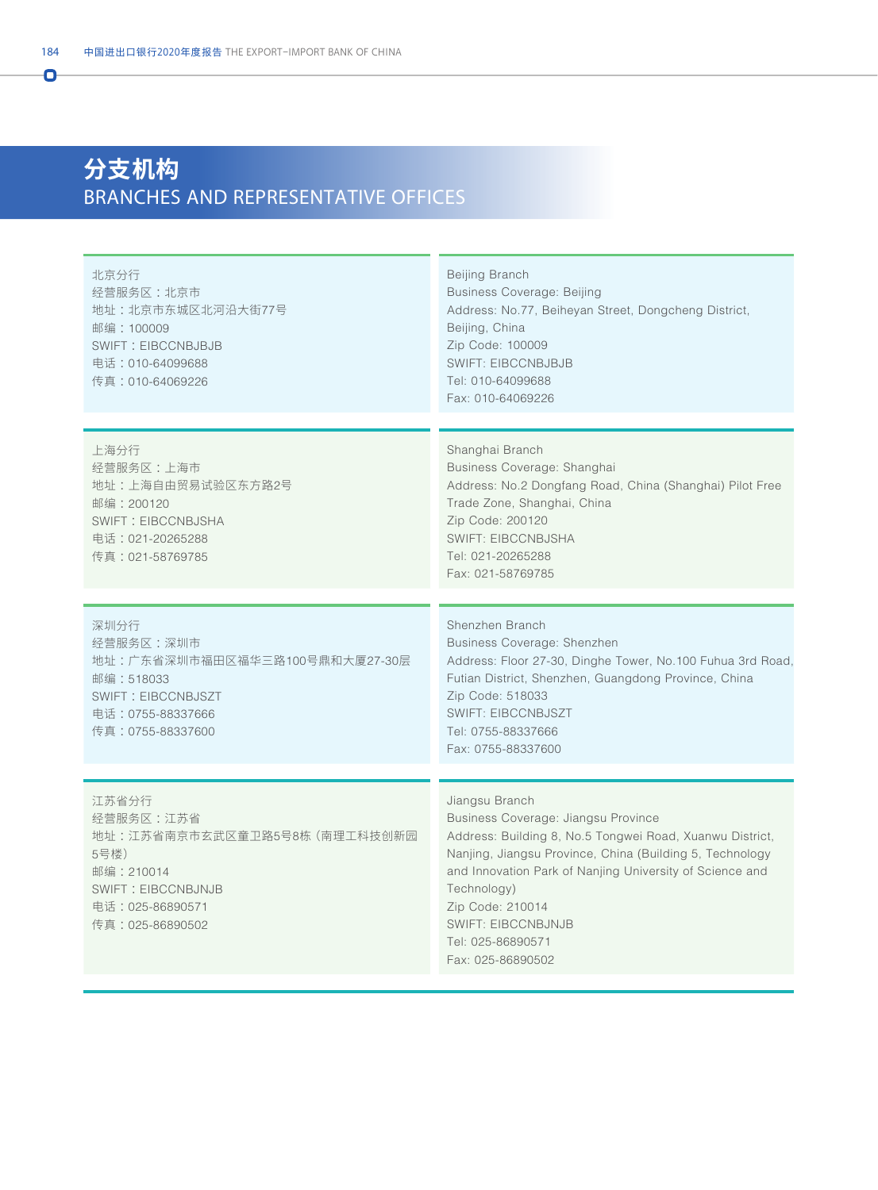# 分支机构
# BRANCHES AND REPRESENTATIVE OFFICES

北京分行
经营服务区：北京市
地址：北京市东城区北河沿大街77号
邮编：100009
SWIFT：EIBCCNBJBJB
电话：010-64099688
传真：010-64069226

Beijing Branch
Business Coverage: Beijing
Address: No.77, Beiheyan Street, Dongcheng District, Beijing, China
Zip Code: 100009
SWIFT: EIBCCNBJBJB
Tel: 010-64099688
Fax: 010-64069226

上海分行
经营服务区：上海市
地址：上海自由贸易试验区东方路2号
邮编：200120
SWIFT：EIBCCNBJSHA
电话：021-20265288
传真：021-58769785

Shanghai Branch
Business Coverage: Shanghai
Address: No.2 Dongfang Road, China (Shanghai) Pilot Free Trade Zone, Shanghai, China
Zip Code: 200120
SWIFT: EIBCCNBJSHA
Tel: 021-20265288
Fax: 021-58769785

深圳分行
经营服务区：深圳市
地址：广东省深圳市福田区福华三路100号鼎和大厦27-30层
邮编：518033
SWIFT：EIBCCNBJSZT
电话：0755-88337666
传真：0755-88337600

Shenzhen Branch
Business Coverage: Shenzhen
Address: Floor 27-30, Dinghe Tower, No.100 Fuhua 3rd Road, Futian District, Shenzhen, Guangdong Province, China
Zip Code: 518033
SWIFT: EIBCCNBJSZT
Tel: 0755-88337666
Fax: 0755-88337600

江苏省分行
经营服务区：江苏省
地址：江苏省南京市玄武区童卫路5号8栋（南理工科技创新园5号楼）
邮编：210014
SWIFT：EIBCCNBJNJB
电话：025-86890571
传真：025-86890502

Jiangsu Branch
Business Coverage: Jiangsu Province
Address: Building 8, No.5 Tongwei Road, Xuanwu District, Nanjing, Jiangsu Province, China (Building 5, Technology and Innovation Park of Nanjing University of Science and Technology)
Zip Code: 210014
SWIFT: EIBCCNBJNJB
Tel: 025-86890571
Fax: 025-86890502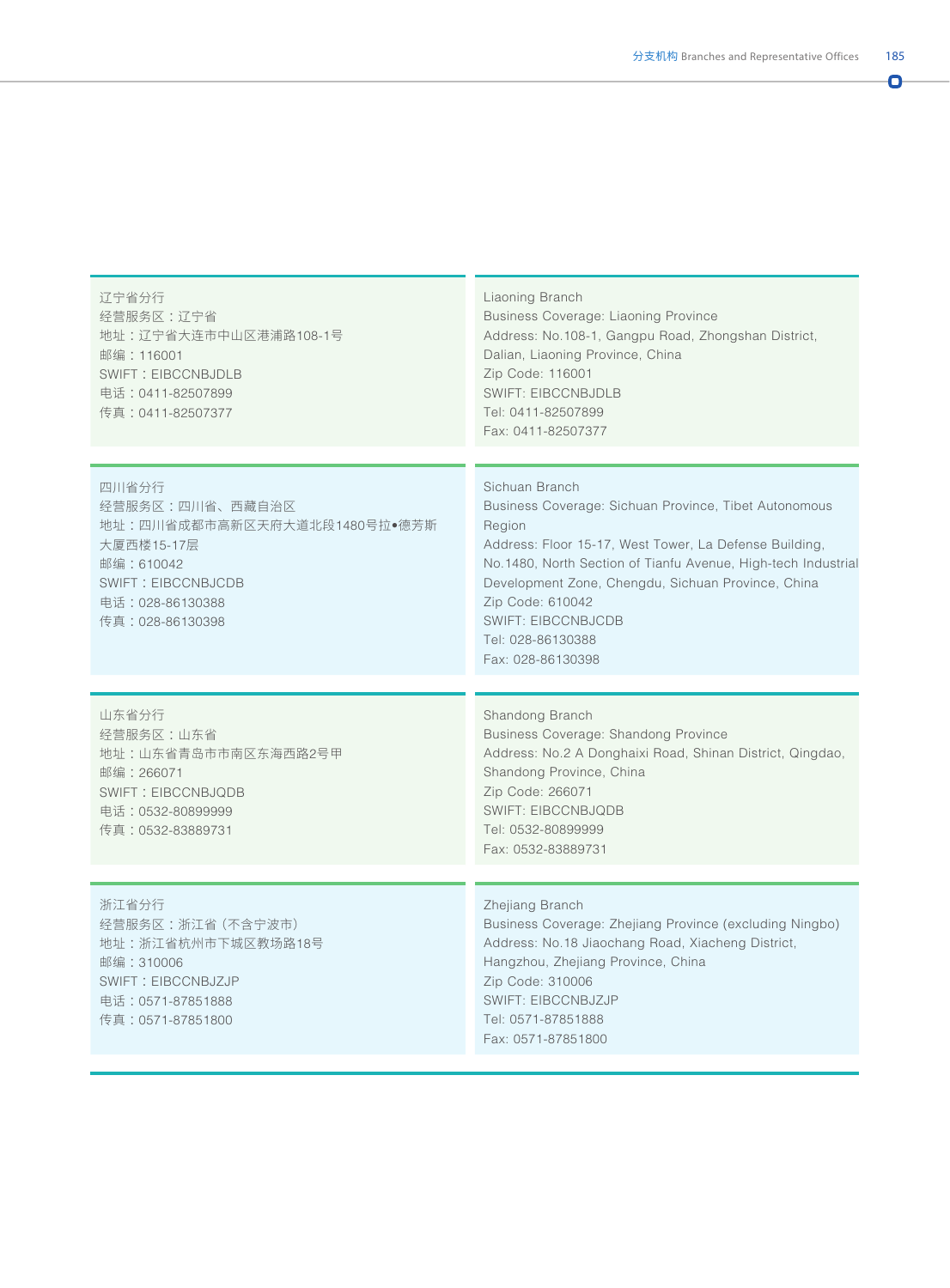辽宁省分行
经营服务区：辽宁省
地址：辽宁省大连市中山区港浦路108-1号
邮编：116001
SWIFT：EIBCCNBJDLB
电话：0411-82507899
传真：0411-82507377

Liaoning Branch
Business Coverage: Liaoning Province
Address: No.108-1, Gangpu Road, Zhongshan District, Dalian, Liaoning Province, China
Zip Code: 116001
SWIFT: EIBCCNBJDLB
Tel: 0411-82507899
Fax: 0411-82507377

四川省分行
经营服务区：四川省、西藏自治区
地址：四川省成都市高新区天府大道北段1480号拉•德芳斯大厦西楼15-17层
邮编：610042
SWIFT：EIBCCNBJCDB
电话：028-86130388
传真：028-86130398

Sichuan Branch
Business Coverage: Sichuan Province, Tibet Autonomous Region
Address: Floor 15-17, West Tower, La Defense Building, No.1480, North Section of Tianfu Avenue, High-tech Industrial Development Zone, Chengdu, Sichuan Province, China
Zip Code: 610042
SWIFT: EIBCCNBJCDB
Tel: 028-86130388
Fax: 028-86130398

山东省分行
经营服务区：山东省
地址：山东省青岛市市南区东海西路2号甲
邮编：266071
SWIFT：EIBCCNBJQDB
电话：0532-80899999
传真：0532-83889731

Shandong Branch
Business Coverage: Shandong Province
Address: No.2 A Donghaixi Road, Shinan District, Qingdao, Shandong Province, China
Zip Code: 266071
SWIFT: EIBCCNBJQDB
Tel: 0532-80899999
Fax: 0532-83889731

浙江省分行
经营服务区：浙江省（不含宁波市）
地址：浙江省杭州市下城区教场路18号
邮编：310006
SWIFT：EIBCCNBJZJP
电话：0571-87851888
传真：0571-87851800

Zhejiang Branch
Business Coverage: Zhejiang Province (excluding Ningbo)
Address: No.18 Jiaochang Road, Xiacheng District, Hangzhou, Zhejiang Province, China
Zip Code: 310006
SWIFT: EIBCCNBJZJP
Tel: 0571-87851888
Fax: 0571-87851800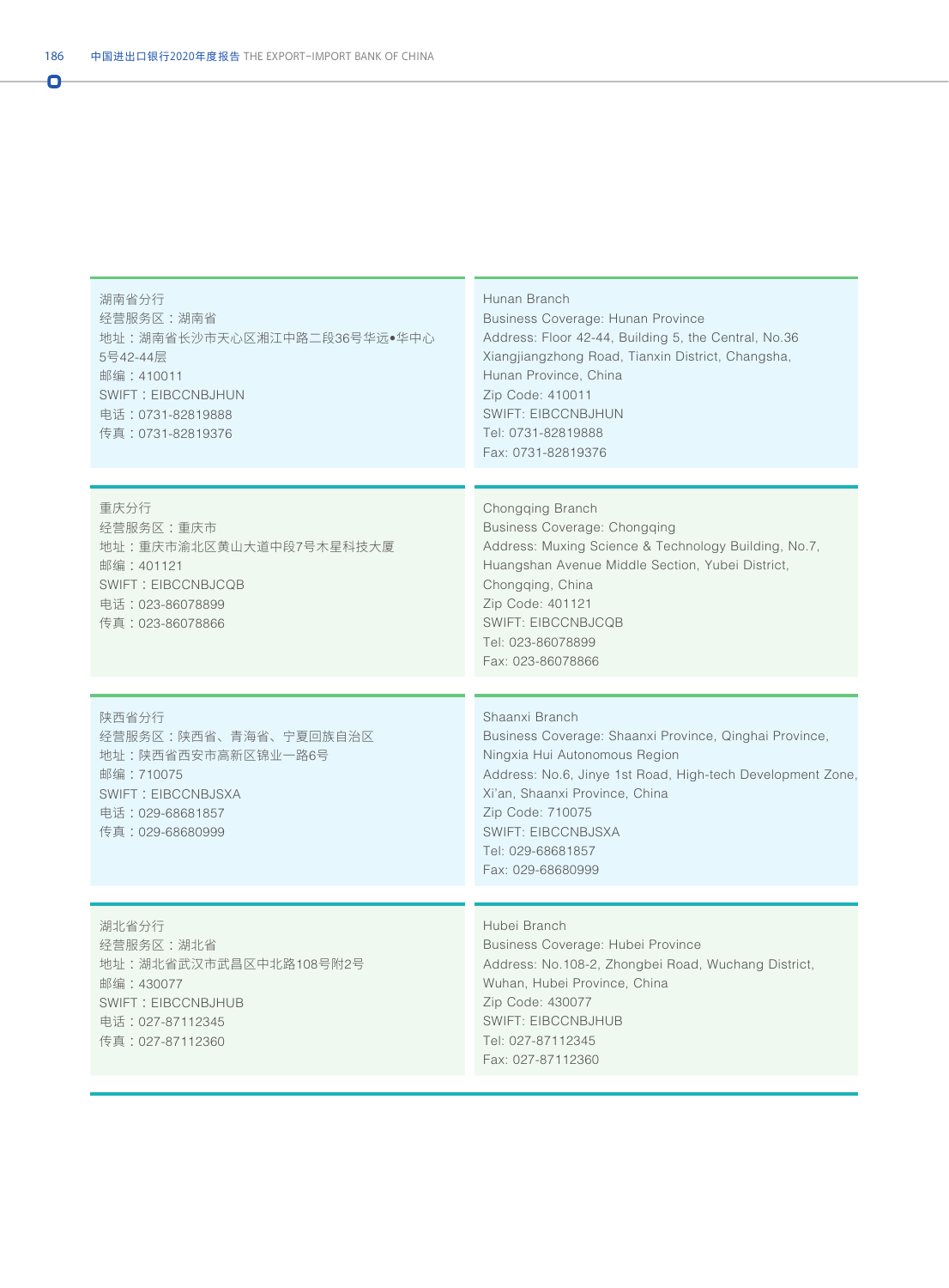湖南省分行
经营服务区：湖南省
地址：湖南省长沙市天心区湘江中路二段36号华远•华中心5号42-44层
邮编：410011
SWIFT：EIBCCNBJHUN
电话：0731-82819888
传真：0731-82819376

Hunan Branch
Business Coverage: Hunan Province
Address: Floor 42-44, Building 5, the Central, No.36 Xiangjiangzhong Road, Tianxin District, Changsha, Hunan Province, China
Zip Code: 410011
SWIFT: EIBCCNBJHUN
Tel: 0731-82819888
Fax: 0731-82819376

重庆分行
经营服务区：重庆市
地址：重庆市渝北区黄山大道中段7号木星科技大厦
邮编：401121
SWIFT：EIBCCNBJCQB
电话：023-86078899
传真：023-86078866

Chongqing Branch
Business Coverage: Chongqing
Address: Muxing Science & Technology Building, No.7, Huangshan Avenue Middle Section, Yubei District, Chongqing, China
Zip Code: 401121
SWIFT: EIBCCNBJCQB
Tel: 023-86078899
Fax: 023-86078866

陕西省分行
经营服务区：陕西省、青海省、宁夏回族自治区
地址：陕西省西安市高新区锦业一路6号
邮编：710075
SWIFT：EIBCCNBJSXA
电话：029-68681857
传真：029-68680999

Shaanxi Branch
Business Coverage: Shaanxi Province, Qinghai Province, Ningxia Hui Autonomous Region
Address: No.6, Jinye 1st Road, High-tech Development Zone, Xi'an, Shaanxi Province, China
Zip Code: 710075
SWIFT: EIBCCNBJSXA
Tel: 029-68681857
Fax: 029-68680999

湖北省分行
经营服务区：湖北省
地址：湖北省武汉市武昌区中北路108号附2号
邮编：430077
SWIFT：EIBCCNBJHUB
电话：027-87112345
传真：027-87112360

Hubei Branch
Business Coverage: Hubei Province
Address: No.108-2, Zhongbei Road, Wuchang District, Wuhan, Hubei Province, China
Zip Code: 430077
SWIFT: EIBCCNBJHUB
Tel: 027-87112345
Fax: 027-87112360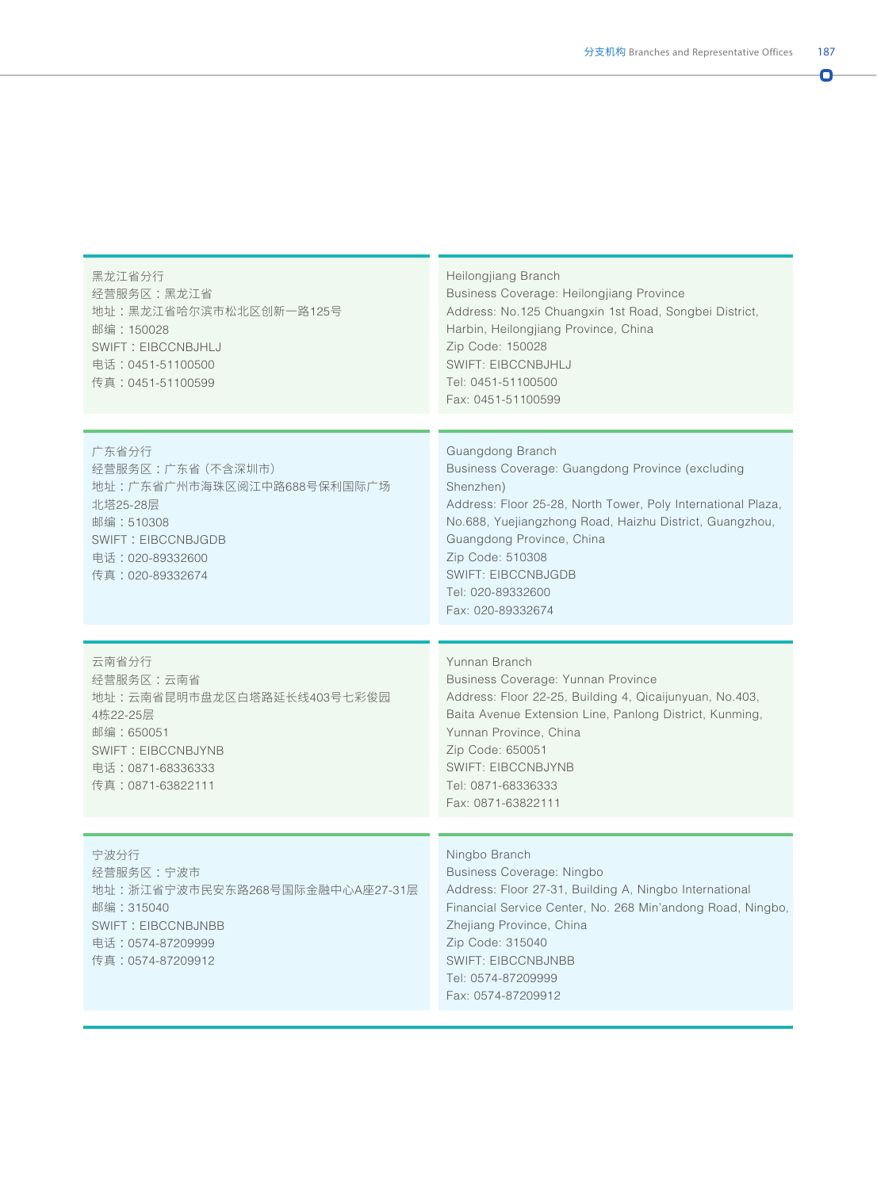黑龙江省分行
经营服务区：黑龙江省
地址：黑龙江省哈尔滨市松北区创新一路125号
邮编：150028
SWIFT：EIBCCNBJHLJ
电话：0451-51100500
传真：0451-51100599

Heilongjiang Branch
Business Coverage: Heilongjiang Province
Address: No.125 Chuangxin 1st Road, Songbei District, Harbin, Heilongjiang Province, China
Zip Code: 150028
SWIFT: EIBCCNBJHLJ
Tel: 0451-51100500
Fax: 0451-51100599

广东省分行
经营服务区：广东省（不含深圳市）
地址：广东省广州市海珠区阅江中路688号保利国际广场北塔25-28层
邮编：510308
SWIFT：EIBCCNBJGDB
电话：020-89332600
传真：020-89332674

Guangdong Branch
Business Coverage: Guangdong Province (excluding Shenzhen)
Address: Floor 25-28, North Tower, Poly International Plaza, No.688, Yuejiangzhong Road, Haizhu District, Guangzhou, Guangdong Province, China
Zip Code: 510308
SWIFT: EIBCCNBJGDB
Tel: 020-89332600
Fax: 020-89332674

云南省分行
经营服务区：云南省
地址：云南省昆明市盘龙区白塔路延长线403号七彩俊园4栋22-25层
邮编：650051
SWIFT：EIBCCNBJYNB
电话：0871-68336333
传真：0871-63822111

Yunnan Branch
Business Coverage: Yunnan Province
Address: Floor 22-25, Building 4, Qicaijunyuan, No.403, Baita Avenue Extension Line, Panlong District, Kunming, Yunnan Province, China
Zip Code: 650051
SWIFT: EIBCCNBJYNB
Tel: 0871-68336333
Fax: 0871-63822111

宁波分行
经营服务区：宁波市
地址：浙江省宁波市民安东路268号国际金融中心A座27-31层
邮编：315040
SWIFT：EIBCCNBJNBB
电话：0574-87209999
传真：0574-87209912

Ningbo Branch
Business Coverage: Ningbo
Address: Floor 27-31, Building A, Ningbo International Financial Service Center, No. 268 Min'andong Road, Ningbo, Zhejiang Province, China
Zip Code: 315040
SWIFT: EIBCCNBJNBB
Tel: 0574-87209999
Fax: 0574-87209912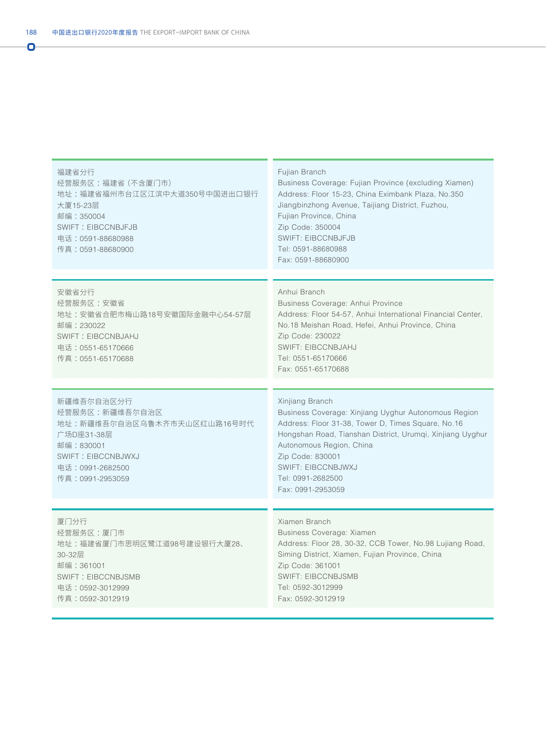福建省分行
经营服务区：福建省（不含厦门市）
地址：福建省福州市台江区江滨中大道350号中国进出口银行大厦15-23层
邮编：350004
SWIFT：EIBCCNBJFJB
电话：0591-88680988
传真：0591-88680900

Fujian Branch
Business Coverage: Fujian Province (excluding Xiamen)
Address: Floor 15-23, China Eximbank Plaza, No.350 Jiangbinzhong Avenue, Taijiang District, Fuzhou, Fujian Province, China
Zip Code: 350004
SWIFT: EIBCCNBJFJB
Tel: 0591-88680988
Fax: 0591-88680900

安徽省分行
经营服务区：安徽省
地址：安徽省合肥市梅山路18号安徽国际金融中心54-57层
邮编：230022
SWIFT：EIBCCNBJAHJ
电话：0551-65170666
传真：0551-65170688

Anhui Branch
Business Coverage: Anhui Province
Address: Floor 54-57, Anhui International Financial Center, No.18 Meishan Road, Hefei, Anhui Province, China
Zip Code: 230022
SWIFT: EIBCCNBJAHJ
Tel: 0551-65170666
Fax: 0551-65170688

新疆维吾尔自治区分行
经营服务区：新疆维吾尔自治区
地址：新疆维吾尔自治区乌鲁木齐市天山区红山路16号时代广场D座31-38层
邮编：830001
SWIFT：EIBCCNBJWXJ
电话：0991-2682500
传真：0991-2953059

Xinjiang Branch
Business Coverage: Xinjiang Uyghur Autonomous Region
Address: Floor 31-38, Tower D, Times Square, No.16 Hongshan Road, Tianshan District, Urumqi, Xinjiang Uyghur Autonomous Region, China
Zip Code: 830001
SWIFT: EIBCCNBJWXJ
Tel: 0991-2682500
Fax: 0991-2953059

厦门分行
经营服务区：厦门市
地址：福建省厦门市思明区鹭江道98号建设银行大厦28、30-32层
邮编：361001
SWIFT：EIBCCNBJSMB
电话：0592-3012999
传真：0592-3012919

Xiamen Branch
Business Coverage: Xiamen
Address: Floor 28, 30-32, CCB Tower, No.98 Lujiang Road, Siming District, Xiamen, Fujian Province, China
Zip Code: 361001
SWIFT: EIBCCNBJSMB
Tel: 0592-3012999
Fax: 0592-3012919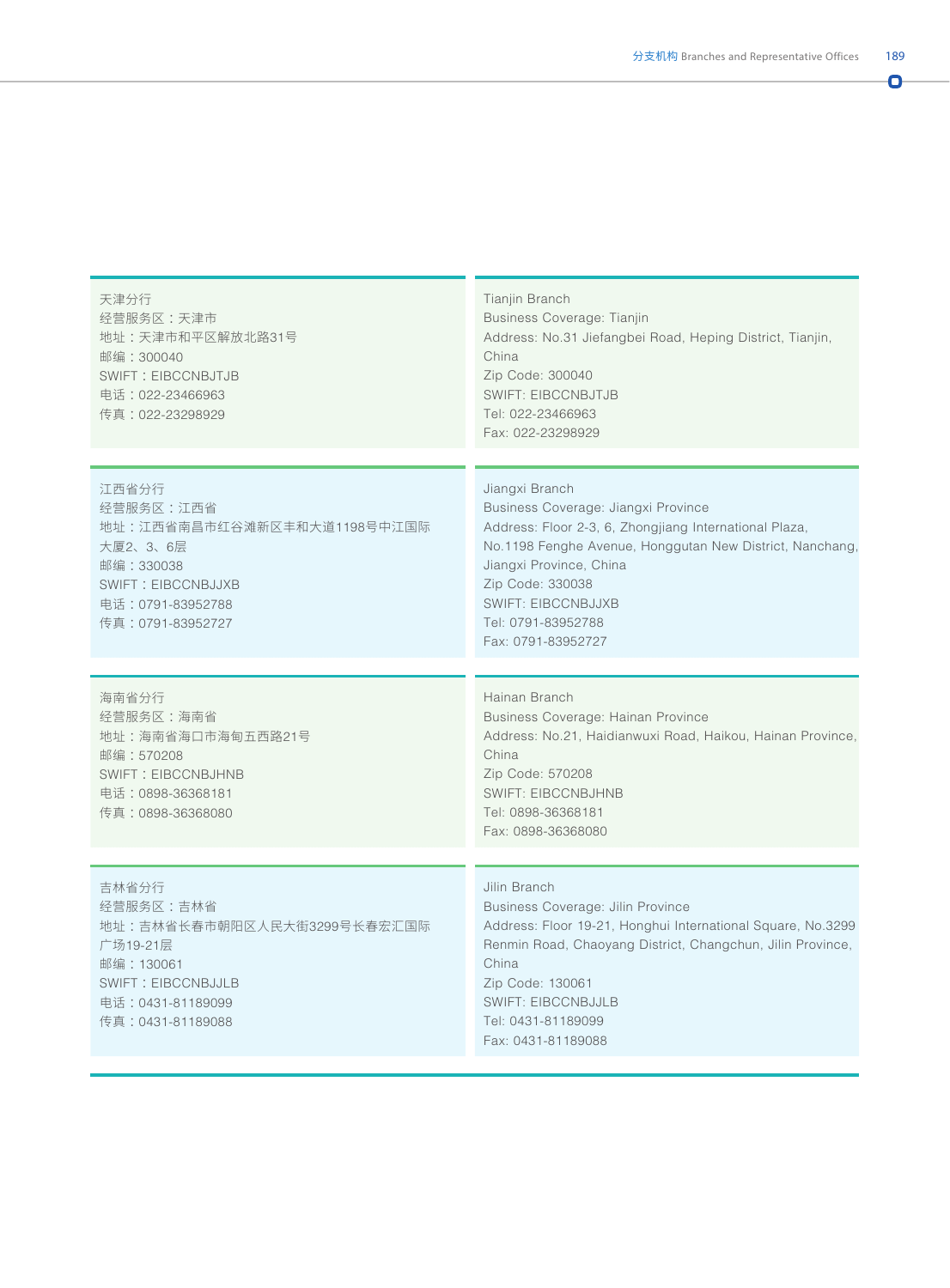天津分行
经营服务区：天津市
地址：天津市和平区解放北路31号
邮编：300040
SWIFT：EIBCCNBJTJB
电话：022-23466963
传真：022-23298929

Tianjin Branch
Business Coverage: Tianjin
Address: No.31 Jiefangbei Road, Heping District, Tianjin, China
Zip Code: 300040
SWIFT: EIBCCNBJTJB
Tel: 022-23466963
Fax: 022-23298929

江西省分行
经营服务区：江西省
地址：江西省南昌市红谷滩新区丰和大道1198号中江国际大厦2、3、6层
邮编：330038
SWIFT：EIBCCNBJJXB
电话：0791-83952788
传真：0791-83952727

Jiangxi Branch
Business Coverage: Jiangxi Province
Address: Floor 2-3, 6, Zhongjiang International Plaza, No.1198 Fenghe Avenue, Honggutan New District, Nanchang, Jiangxi Province, China
Zip Code: 330038
SWIFT: EIBCCNBJJXB
Tel: 0791-83952788
Fax: 0791-83952727

海南省分行
经营服务区：海南省
地址：海南省海口市海甸五西路21号
邮编：570208
SWIFT：EIBCCNBJHNB
电话：0898-36368181
传真：0898-36368080

Hainan Branch
Business Coverage: Hainan Province
Address: No.21, Haidianwuxi Road, Haikou, Hainan Province, China
Zip Code: 570208
SWIFT: EIBCCNBJHNB
Tel: 0898-36368181
Fax: 0898-36368080

吉林省分行
经营服务区：吉林省
地址：吉林省长春市朝阳区人民大街3299号长春宏汇国际广场19-21层
邮编：130061
SWIFT：EIBCCNBJJLB
电话：0431-81189099
传真：0431-81189088

Jilin Branch
Business Coverage: Jilin Province
Address: Floor 19-21, Honghui International Square, No.3299 Renmin Road, Chaoyang District, Changchun, Jilin Province, China
Zip Code: 130061
SWIFT: EIBCCNBJJLB
Tel: 0431-81189099
Fax: 0431-81189088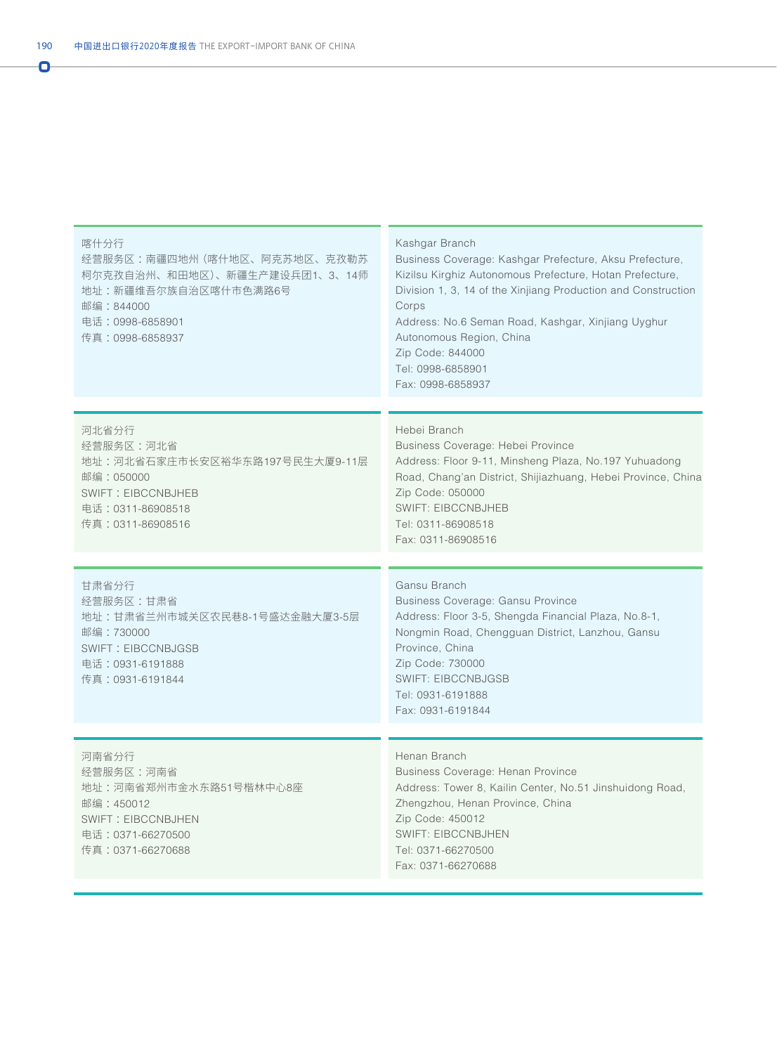喀什分行
经营服务区：南疆四地州（喀什地区、阿克苏地区、克孜勒苏柯尔克孜自治州、和田地区）、新疆生产建设兵团1、3、14师
地址：新疆维吾尔族自治区喀什市色满路6号
邮编：844000
电话：0998-6858901
传真：0998-6858937

Kashgar Branch
Business Coverage: Kashgar Prefecture, Aksu Prefecture, Kizilsu Kirghiz Autonomous Prefecture, Hotan Prefecture, Division 1, 3, 14 of the Xinjiang Production and Construction Corps
Address: No.6 Seman Road, Kashgar, Xinjiang Uyghur Autonomous Region, China
Zip Code: 844000
Tel: 0998-6858901
Fax: 0998-6858937

河北省分行
经营服务区：河北省
地址：河北省石家庄市长安区裕华东路197号民生大厦9-11层
邮编：050000
SWIFT：EIBCCNBJHEB
电话：0311-86908518
传真：0311-86908516

Hebei Branch
Business Coverage: Hebei Province
Address: Floor 9-11, Minsheng Plaza, No.197 Yuhuadong Road, Chang'an District, Shijiazhuang, Hebei Province, China
Zip Code: 050000
SWIFT: EIBCCNBJHEB
Tel: 0311-86908518
Fax: 0311-86908516

甘肃省分行
经营服务区：甘肃省
地址：甘肃省兰州市城关区农民巷8-1号盛达金融大厦3-5层
邮编：730000
SWIFT：EIBCCNBJGSB
电话：0931-6191888
传真：0931-6191844

Gansu Branch
Business Coverage: Gansu Province
Address: Floor 3-5, Shengda Financial Plaza, No.8-1, Nongmin Road, Chengguan District, Lanzhou, Gansu Province, China
Zip Code: 730000
SWIFT: EIBCCNBJGSB
Tel: 0931-6191888
Fax: 0931-6191844

河南省分行
经营服务区：河南省
地址：河南省郑州市金水东路51号楷林中心8座
邮编：450012
SWIFT：EIBCCNBJHEN
电话：0371-66270500
传真：0371-66270688

Henan Branch
Business Coverage: Henan Province
Address: Tower 8, Kailin Center, No.51 Jinshuidong Road, Zhengzhou, Henan Province, China
Zip Code: 450012
SWIFT: EIBCCNBJHEN
Tel: 0371-66270500
Fax: 0371-66270688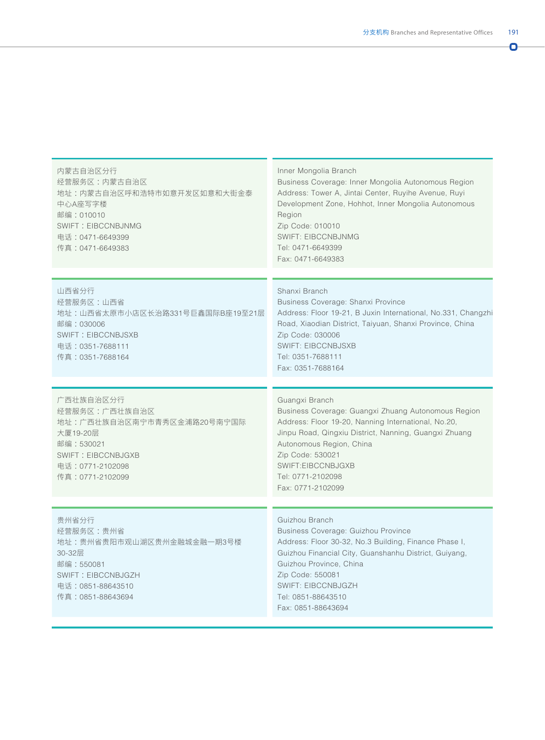内蒙古自治区分行
经营服务区：内蒙古自治区
地址：内蒙古自治区呼和浩特市如意开发区如意和大街金泰中心A座写字楼
邮编：010010
SWIFT：EIBCCNBJNMG
电话：0471-6649399
传真：0471-6649383

Inner Mongolia Branch
Business Coverage: Inner Mongolia Autonomous Region
Address: Tower A, Jintai Center, Ruyihe Avenue, Ruyi Development Zone, Hohhot, Inner Mongolia Autonomous Region
Zip Code: 010010
SWIFT: EIBCCNBJNMG
Tel: 0471-6649399
Fax: 0471-6649383

山西省分行
经营服务区：山西省
地址：山西省太原市小店区长治路331号巨鑫国际B座19至21层
邮编：030006
SWIFT：EIBCCNBJSXB
电话：0351-7688111
传真：0351-7688164

Shanxi Branch
Business Coverage: Shanxi Province
Address: Floor 19-21, B Juxin International, No.331, Changzhi Road, Xiaodian District, Taiyuan, Shanxi Province, China
Zip Code: 030006
SWIFT: EIBCCNBJSXB
Tel: 0351-7688111
Fax: 0351-7688164

广西壮族自治区分行
经营服务区：广西壮族自治区
地址：广西壮族自治区南宁市青秀区金浦路20号南宁国际大厦19-20层
邮编：530021
SWIFT：EIBCCNBJGXB
电话：0771-2102098
传真：0771-2102099

Guangxi Branch
Business Coverage: Guangxi Zhuang Autonomous Region
Address: Floor 19-20, Nanning International, No.20, Jinpu Road, Qingxiu District, Nanning, Guangxi Zhuang Autonomous Region, China
Zip Code: 530021
SWIFT:EIBCCNBJGXB
Tel: 0771-2102098
Fax: 0771-2102099

贵州省分行
经营服务区：贵州省
地址：贵州省贵阳市观山湖区贵州金融城金融一期3号楼30-32层
邮编：550081
SWIFT：EIBCCNBJGZH
电话：0851-88643510
传真：0851-88643694

Guizhou Branch
Business Coverage: Guizhou Province
Address: Floor 30-32, No.3 Building, Finance Phase I, Guizhou Financial City, Guanshanhu District, Guiyang, Guizhou Province, China
Zip Code: 550081
SWIFT: EIBCCNBJGZH
Tel: 0851-88643510
Fax: 0851-88643694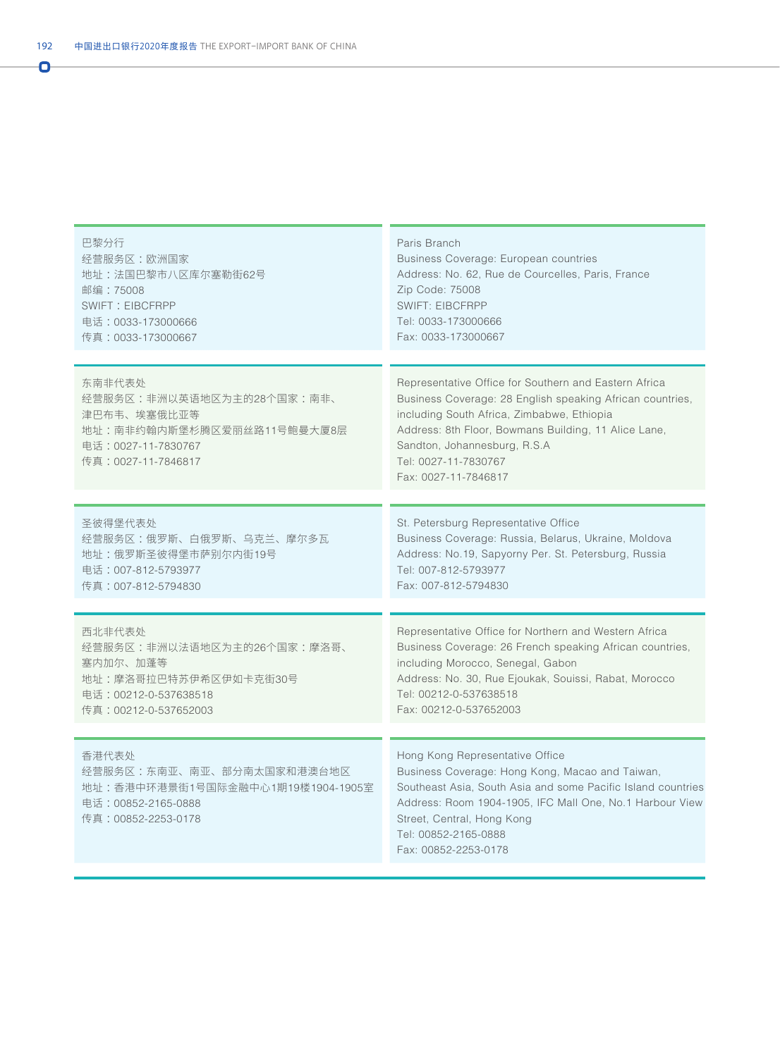巴黎分行
经营服务区：欧洲国家
地址：法国巴黎市八区库尔塞勒街62号
邮编：75008
SWIFT：EIBCFRPP
电话：0033-173000666
传真：0033-173000667

Paris Branch
Business Coverage: European countries
Address: No. 62, Rue de Courcelles, Paris, France
Zip Code: 75008
SWIFT: EIBCFRPP
Tel: 0033-173000666
Fax: 0033-173000667

东南非代表处
经营服务区：非洲以英语地区为主的28个国家：南非、津巴布韦、埃塞俄比亚等
地址：南非约翰内斯堡杉腾区爱丽丝路11号鲍曼大厦8层
电话：0027-11-7830767
传真：0027-11-7846817

Representative Office for Southern and Eastern Africa
Business Coverage: 28 English speaking African countries, including South Africa, Zimbabwe, Ethiopia
Address: 8th Floor, Bowmans Building, 11 Alice Lane, Sandton, Johannesburg, R.S.A
Tel: 0027-11-7830767
Fax: 0027-11-7846817

圣彼得堡代表处
经营服务区：俄罗斯、白俄罗斯、乌克兰、摩尔多瓦
地址：俄罗斯圣彼得堡市萨别尔内街19号
电话：007-812-5793977
传真：007-812-5794830

St. Petersburg Representative Office
Business Coverage: Russia, Belarus, Ukraine, Moldova
Address: No.19, Sapyorny Per. St. Petersburg, Russia
Tel: 007-812-5793977
Fax: 007-812-5794830

西北非代表处
经营服务区：非洲以法语地区为主的26个国家：摩洛哥、塞内加尔、加蓬等
地址：摩洛哥拉巴特苏伊希区伊如卡克街30号
电话：00212-0-537638518
传真：00212-0-537652003

Representative Office for Northern and Western Africa
Business Coverage: 26 French speaking African countries, including Morocco, Senegal, Gabon
Address: No. 30, Rue Ejoukak, Souissi, Rabat, Morocco
Tel: 00212-0-537638518
Fax: 00212-0-537652003

香港代表处
经营服务区：东南亚、南亚、部分南太国家和港澳台地区
地址：香港中环港景街1号国际金融中心1期19楼1904-1905室
电话：00852-2165-0888
传真：00852-2253-0178

Hong Kong Representative Office
Business Coverage: Hong Kong, Macao and Taiwan, Southeast Asia, South Asia and some Pacific Island countries
Address: Room 1904-1905, IFC Mall One, No.1 Harbour View Street, Central, Hong Kong
Tel: 00852-2165-0888
Fax: 00852-2253-0178